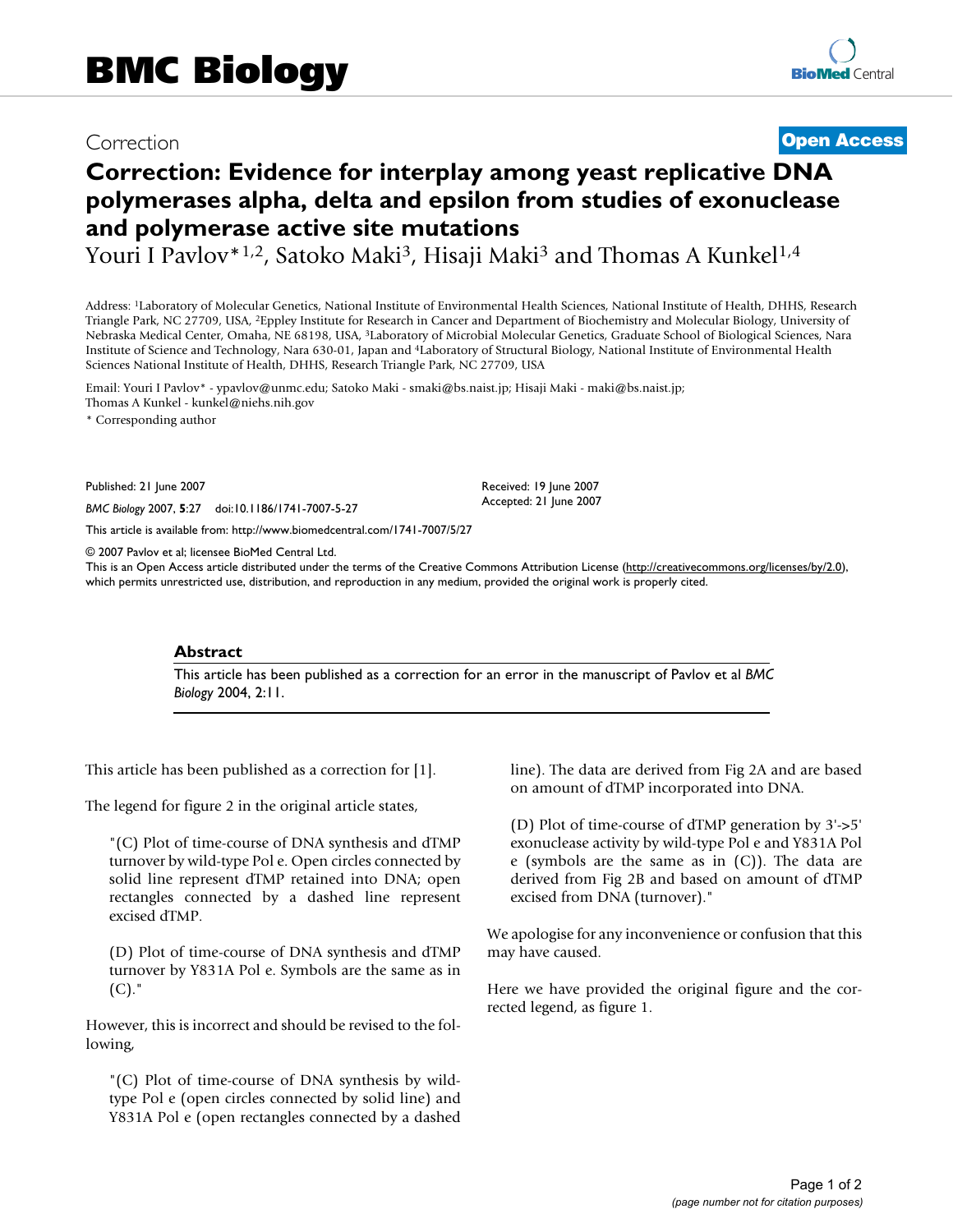# BMC Biology

Correction

**Open Access**

# Correction: Evidence for interplay among yeast replicative DNA polymerases alpha, delta and epsilon from studies of exonuclease and polymerase active site mutations

Youri I Pavlov*[1,2], Satoko Maki[3], Hisaji Maki[3] and Thomas A Kunkel[1,4]

Address: [1]Laboratory of Molecular Genetics, National Institute of Environmental Health Sciences, National Institute of Health, DHHS, Research Triangle Park, NC 27709, USA, [2]Eppley Institute for Research in Cancer and Department of Biochemistry and Molecular Biology, University of Nebraska Medical Center, Omaha, NE 68198, USA, [3]Laboratory of Microbial Molecular Genetics, Graduate School of Biological Sciences, Nara Institute of Science and Technology, Nara 630-01, Japan and [4]Laboratory of Structural Biology, National Institute of Environmental Health Sciences National Institute of Health, DHHS, Research Triangle Park, NC 27709, USA

Email: Youri I Pavlov* - ypavlov@unmc.edu; Satoko Maki - smaki@bs.naist.jp; Hisaji Maki - maki@bs.naist.jp; Thomas A Kunkel - kunkel@niehs.nih.gov

* Corresponding author

Published: 21 June 2007

*BMC Biology* 2007, **5**:27 doi:10.1186/1741-7007-5-27

Received: 19 June 2007
Accepted: 21 June 2007

This article is available from: http://www.biomedcentral.com/1741-7007/5/27

© 2007 Pavlov et al; licensee BioMed Central Ltd.
This is an Open Access article distributed under the terms of the Creative Commons Attribution License (http://creativecommons.org/licenses/by/2.0), which permits unrestricted use, distribution, and reproduction in any medium, provided the original work is properly cited.

## Abstract

This article has been published as a correction for an error in the manuscript of Pavlov et al *BMC Biology* 2004, 2:11.

This article has been published as a correction for [1].

The legend for figure 2 in the original article states,

> "(C) Plot of time-course of DNA synthesis and dTMP turnover by wild-type Pol e. Open circles connected by solid line represent dTMP retained into DNA; open rectangles connected by a dashed line represent excised dTMP.
>
> (D) Plot of time-course of DNA synthesis and dTMP turnover by Y831A Pol e. Symbols are the same as in (C)."

However, this is incorrect and should be revised to the following,

> "(C) Plot of time-course of DNA synthesis by wild-type Pol e (open circles connected by solid line) and Y831A Pol e (open rectangles connected by a dashed line). The data are derived from Fig 2A and are based on amount of dTMP incorporated into DNA.
>
> (D) Plot of time-course of dTMP generation by 3'->5' exonuclease activity by wild-type Pol e and Y831A Pol e (symbols are the same as in (C)). The data are derived from Fig 2B and based on amount of dTMP excised from DNA (turnover)."

We apologise for any inconvenience or confusion that this may have caused.

Here we have provided the original figure and the corrected legend, as figure 1.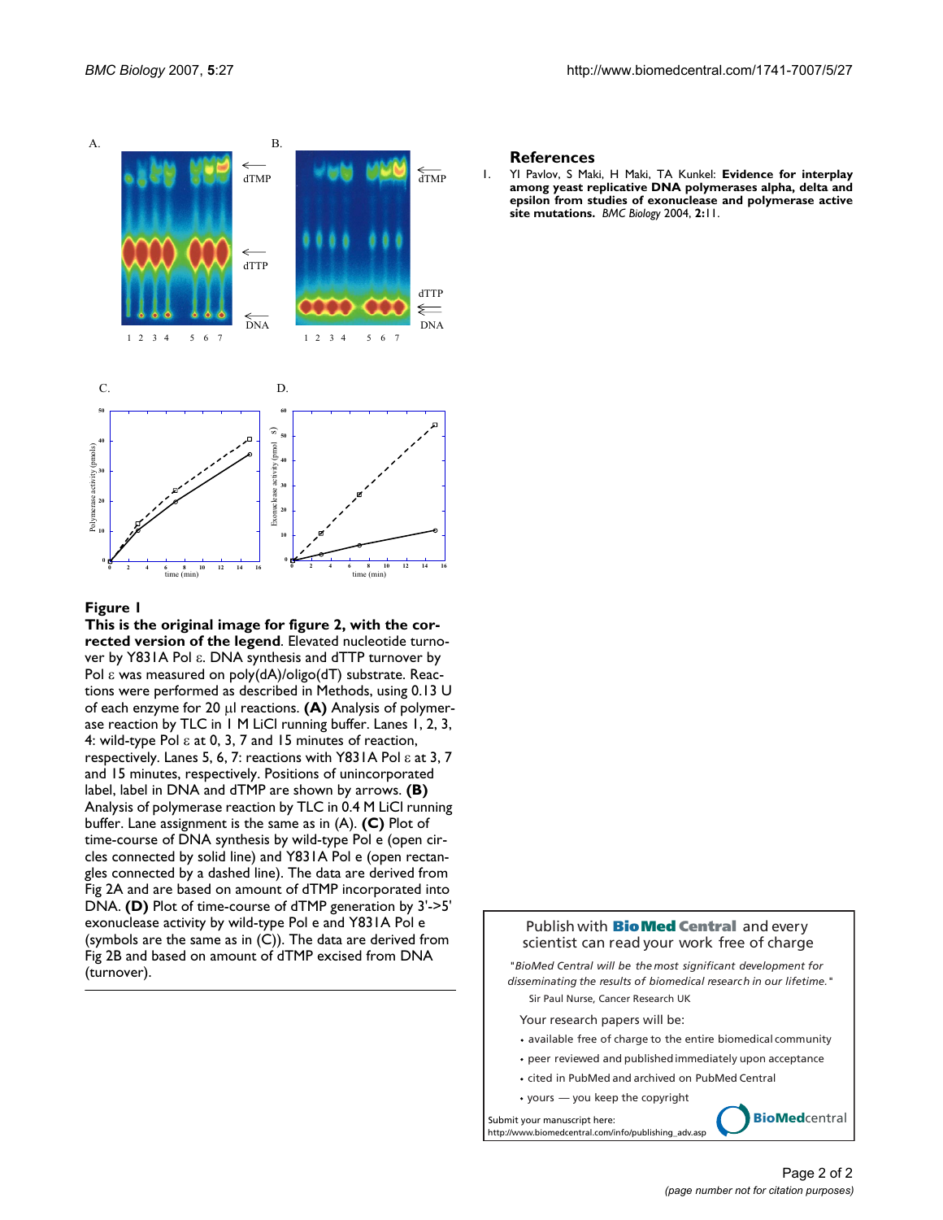A.

dTMP

dTTP

DNA

1 2 3 4 5 6 7

B.

dTMP

dTTP

DNA

1 2 3 4 5 6 7

C.

Polymerase activity (pmols)

time (min)

D.

Exonuclease activity (pmol s)

time (min)

**Figure 1**

**This is the original image for figure 2, with the corrected version of the legend**. Elevated nucleotide turnover by Y831A Pol ε. DNA synthesis and dTTP turnover by Pol ε was measured on poly(dA)/oligo(dT) substrate. Reactions were performed as described in Methods, using 0.13 U of each enzyme for 20 μl reactions. **(A)** Analysis of polymerase reaction by TLC in 1 M LiCl running buffer. Lanes 1, 2, 3, 4: wild-type Pol ε at 0, 3, 7 and 15 minutes of reaction, respectively. Lanes 5, 6, 7: reactions with Y831A Pol ε at 3, 7 and 15 minutes, respectively. Positions of unincorporated label, label in DNA and dTMP are shown by arrows. **(B)** Analysis of polymerase reaction by TLC in 0.4 M LiCl running buffer. Lane assignment is the same as in (A). **(C)** Plot of time-course of DNA synthesis by wild-type Pol e (open circles connected by solid line) and Y831A Pol e (open rectangles connected by a dashed line). The data are derived from Fig 2A and are based on amount of dTMP incorporated into DNA. **(D)** Plot of time-course of dTMP generation by 3'->5' exonuclease activity by wild-type Pol e and Y831A Pol e (symbols are the same as in (C)). The data are derived from Fig 2B and based on amount of dTMP excised from DNA (turnover).

## References

1. YI Pavlov, S Maki, H Maki, TA Kunkel: **Evidence for interplay among yeast replicative DNA polymerases alpha, delta and epsilon from studies of exonuclease and polymerase active site mutations.** *BMC Biology* 2004, **2:**11.